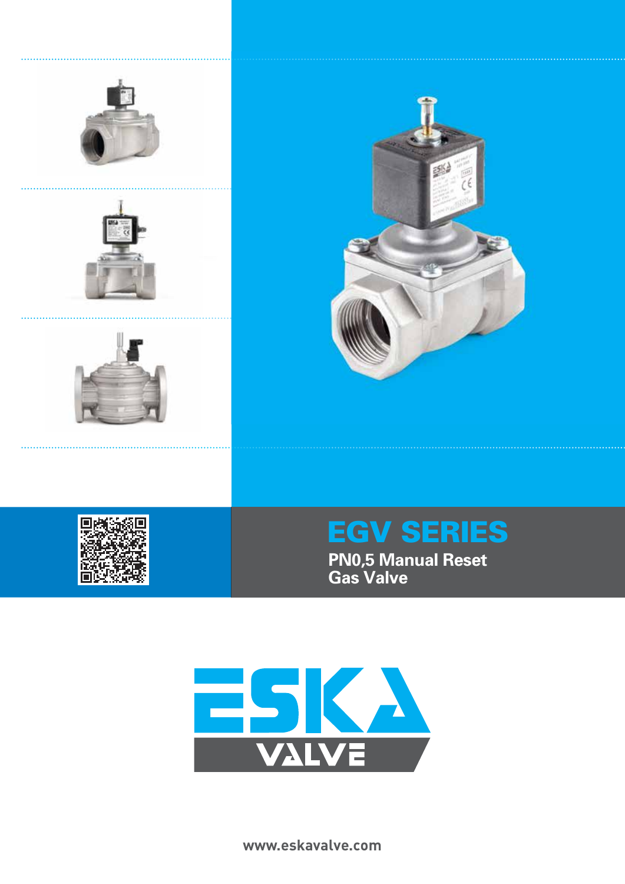# EGV SERIES

## PN0,5 Manual Reset Gas Valve

ESKA VALVE

www.eskavalve.com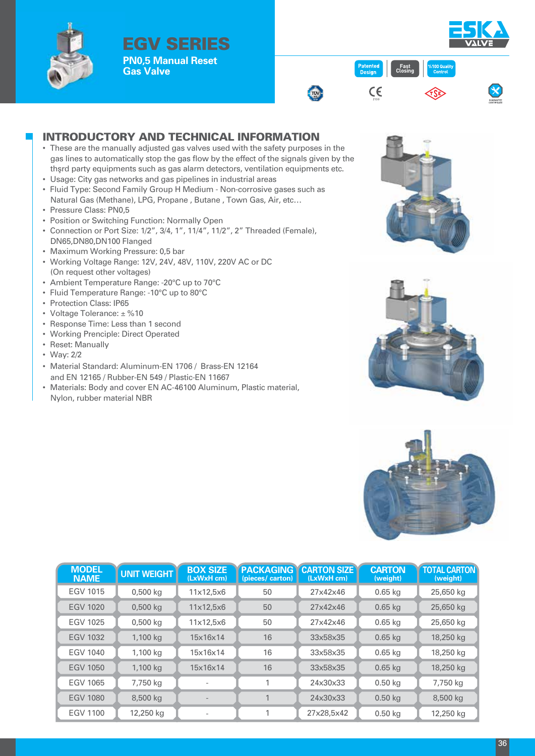# EGV SERIES

**PN0,5 Manual Reset Gas Valve**

ESKA VALVE

Patented Design | Fast Closing | %100 Quality Control

## INTRODUCTORY AND TECHNICAL INFORMATION

- These are the manually adjusted gas valves used with the safety purposes in the gas lines to automatically stop the gas flow by the effect of the signals given by the thşrd party equipments such as gas alarm detectors, ventilation equipments etc.
- Usage: City gas networks and gas pipelines in industrial areas
- Fluid Type: Second Family Group H Medium - Non-corrosive gases such as Natural Gas (Methane), LPG, Propane , Butane , Town Gas, Air, etc…
- Pressure Class: PN0,5
- Position or Switching Function: Normally Open
- Connection or Port Size: 1/2", 3/4, 1", 11/4", 11/2", 2" Threaded (Female), DN65,DN80,DN100 Flanged
- Maximum Working Pressure: 0,5 bar
- Working Voltage Range: 12V, 24V, 48V, 110V, 220V AC or DC (On request other voltages)
- Ambient Temperature Range: -20°C up to 70°C
- Fluid Temperature Range: -10°C up to 80°C
- Protection Class: IP65
- Voltage Tolerance: ± %10
- Response Time: Less than 1 second
- Working Prenciple: Direct Operated
- Reset: Manually
- Way: 2/2
- Material Standard: Aluminum-EN 1706 / Brass-EN 12164 and EN 12165 / Rubber-EN 549 / Plastic-EN 11667
- Materials: Body and cover EN AC-46100 Aluminum, Plastic material, Nylon, rubber material NBR

| MODEL NAME | UNIT WEIGHT | BOX SIZE (LxWxH cm) | PACKAGING (pieces/ carton) | CARTON SIZE (LxWxH cm) | CARTON (weight) | TOTAL CARTON (weight) |
|---|---|---|---|---|---|---|
| EGV 1015 | 0,500 kg | 11x12,5x6 | 50 | 27x42x46 | 0.65 kg | 25,650 kg |
| EGV 1020 | 0,500 kg | 11x12,5x6 | 50 | 27x42x46 | 0.65 kg | 25,650 kg |
| EGV 1025 | 0,500 kg | 11x12,5x6 | 50 | 27x42x46 | 0.65 kg | 25,650 kg |
| EGV 1032 | 1,100 kg | 15x16x14 | 16 | 33x58x35 | 0.65 kg | 18,250 kg |
| EGV 1040 | 1,100 kg | 15x16x14 | 16 | 33x58x35 | 0.65 kg | 18,250 kg |
| EGV 1050 | 1,100 kg | 15x16x14 | 16 | 33x58x35 | 0.65 kg | 18,250 kg |
| EGV 1065 | 7,750 kg | - | 1 | 24x30x33 | 0.50 kg | 7,750 kg |
| EGV 1080 | 8,500 kg | - | 1 | 24x30x33 | 0.50 kg | 8,500 kg |
| EGV 1100 | 12,250 kg | - | 1 | 27x28,5x42 | 0.50 kg | 12,250 kg |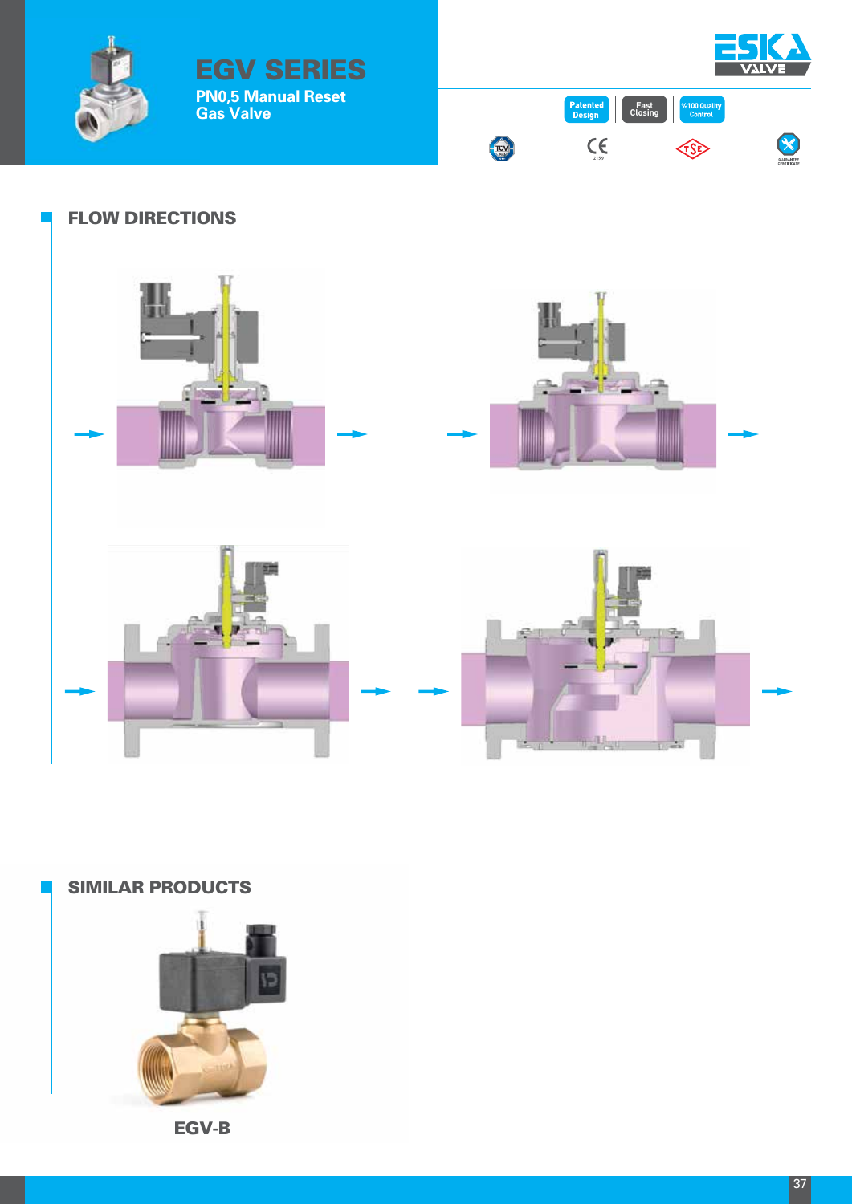# EGV SERIES

**PN0,5 Manual Reset Gas Valve**

Patented Design | Fast Closing | %100 Quality Control

## FLOW DIRECTIONS

## SIMILAR PRODUCTS

**EGV-B**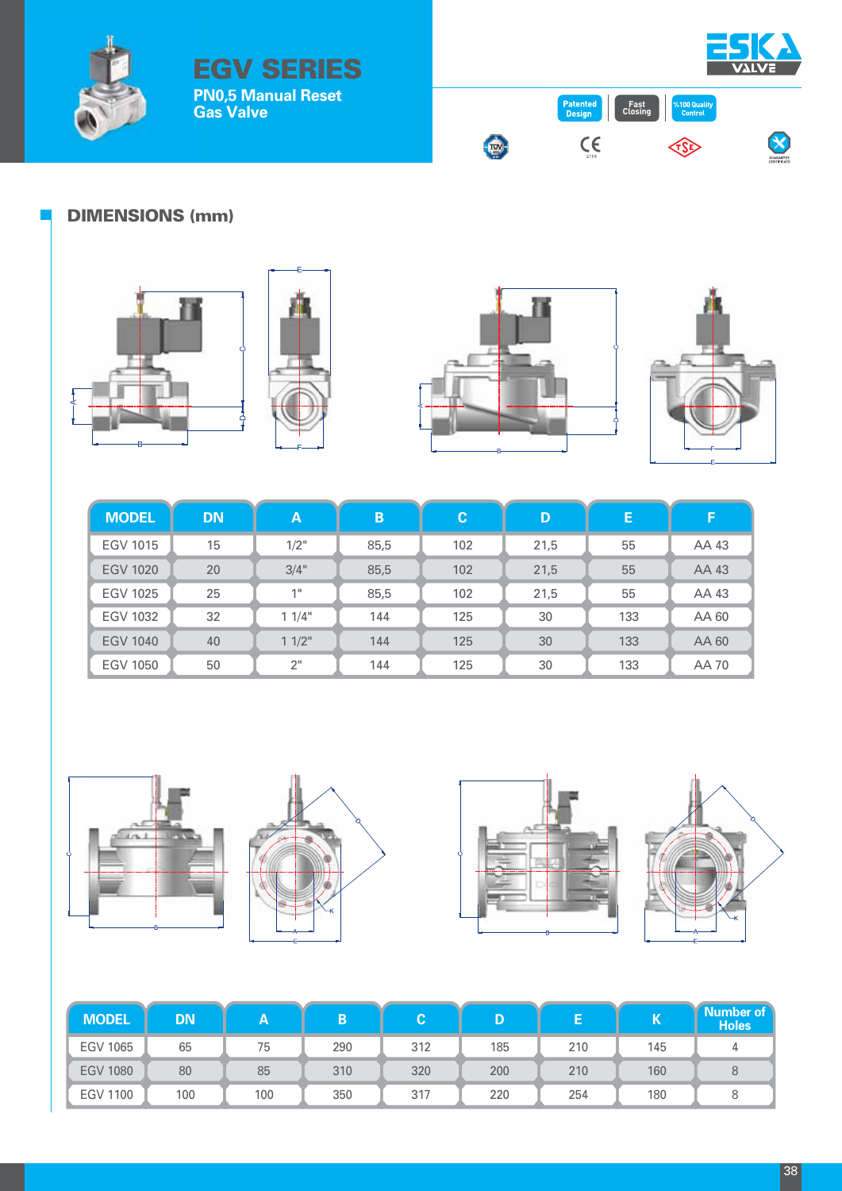# EGV SERIES

**PN0,5 Manual Reset Gas Valve**

Patented Design | Fast Closing | %100 Quality Control

## DIMENSIONS (mm)

| MODEL | DN | A | B | C | D | E | F |
|---|---|---|---|---|---|---|---|
| EGV 1015 | 15 | 1/2" | 85,5 | 102 | 21,5 | 55 | AA 43 |
| EGV 1020 | 20 | 3/4" | 85,5 | 102 | 21,5 | 55 | AA 43 |
| EGV 1025 | 25 | 1" | 85,5 | 102 | 21,5 | 55 | AA 43 |
| EGV 1032 | 32 | 1 1/4" | 144 | 125 | 30 | 133 | AA 60 |
| EGV 1040 | 40 | 1 1/2" | 144 | 125 | 30 | 133 | AA 60 |
| EGV 1050 | 50 | 2" | 144 | 125 | 30 | 133 | AA 70 |

| MODEL | DN | A | B | C | D | E | K | Number of Holes |
|---|---|---|---|---|---|---|---|---|
| EGV 1065 | 65 | 75 | 290 | 312 | 185 | 210 | 145 | 4 |
| EGV 1080 | 80 | 85 | 310 | 320 | 200 | 210 | 160 | 8 |
| EGV 1100 | 100 | 100 | 350 | 317 | 220 | 254 | 180 | 8 |